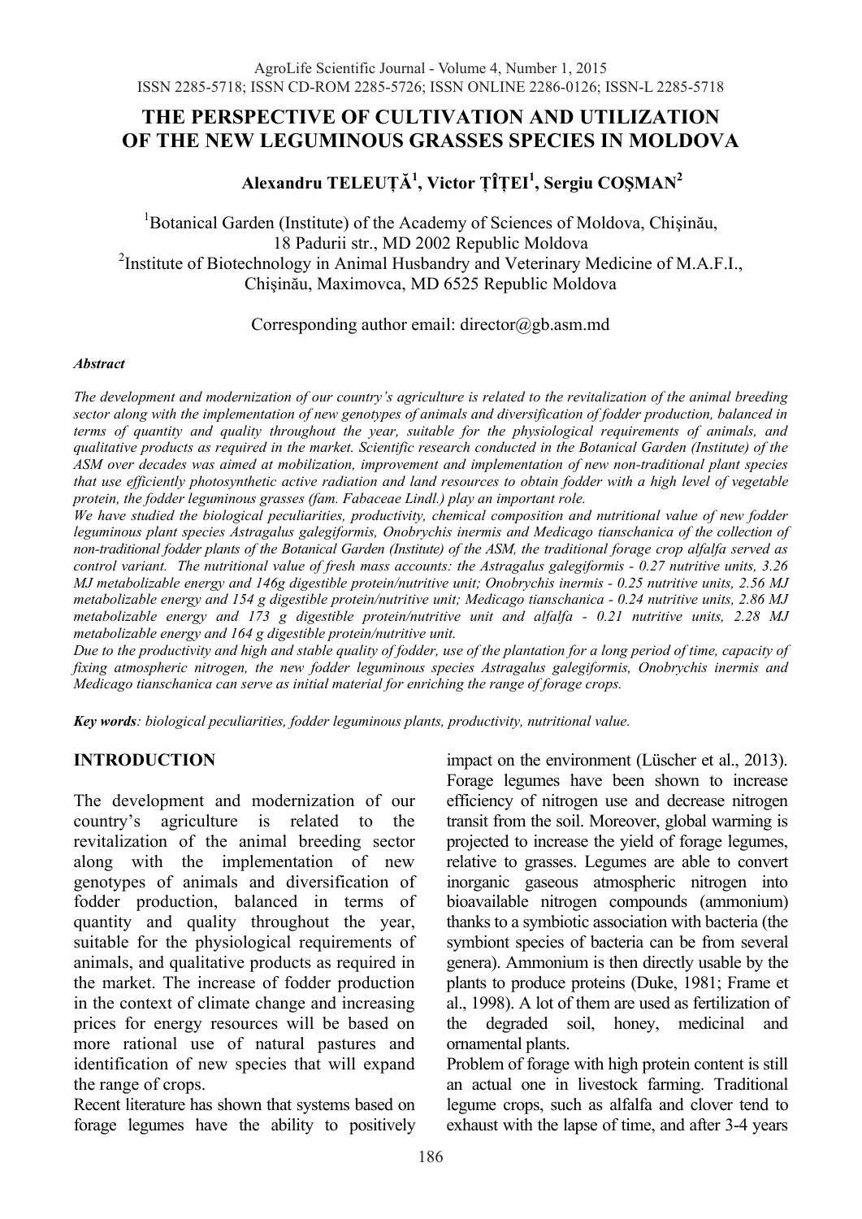# THE PERSPECTIVE OF CULTIVATION AND UTILIZATION OF THE NEW LEGUMINOUS GRASSES SPECIES IN MOLDOVA

**Alexandru TELEUȚĂ[1], Victor ȚÎȚEI[1], Sergiu COȘMAN[2]**

[1]Botanical Garden (Institute) of the Academy of Sciences of Moldova, Chişinău, 18 Padurii str., MD 2002 Republic Moldova
[2]Institute of Biotechnology in Animal Husbandry and Veterinary Medicine of M.A.F.I., Chişinău, Maximovca, MD 6525 Republic Moldova

Corresponding author email: director@gb.asm.md

***Abstract***

*The development and modernization of our country's agriculture is related to the revitalization of the animal breeding sector along with the implementation of new genotypes of animals and diversification of fodder production, balanced in terms of quantity and quality throughout the year, suitable for the physiological requirements of animals, and qualitative products as required in the market. Scientific research conducted in the Botanical Garden (Institute) of the ASM over decades was aimed at mobilization, improvement and implementation of new non-traditional plant species that use efficiently photosynthetic active radiation and land resources to obtain fodder with a high level of vegetable protein, the fodder leguminous grasses (fam. Fabaceae Lindl.) play an important role.*

*We have studied the biological peculiarities, productivity, chemical composition and nutritional value of new fodder leguminous plant species Astragalus galegiformis, Onobrychis inermis and Medicago tianschanica of the collection of non-traditional fodder plants of the Botanical Garden (Institute) of the ASM, the traditional forage crop alfalfa served as control variant. The nutritional value of fresh mass accounts: the Astragalus galegiformis - 0.27 nutritive units, 3.26 MJ metabolizable energy and 146g digestible protein/nutritive unit; Onobrychis inermis - 0.25 nutritive units, 2.56 MJ metabolizable energy and 154 g digestible protein/nutritive unit; Medicago tianschanica - 0.24 nutritive units, 2.86 MJ metabolizable energy and 173 g digestible protein/nutritive unit and alfalfa - 0.21 nutritive units, 2.28 MJ metabolizable energy and 164 g digestible protein/nutritive unit.*

*Due to the productivity and high and stable quality of fodder, use of the plantation for a long period of time, capacity of fixing atmospheric nitrogen, the new fodder leguminous species Astragalus galegiformis, Onobrychis inermis and Medicago tianschanica can serve as initial material for enriching the range of forage crops.*

***Key words****: biological peculiarities, fodder leguminous plants, productivity, nutritional value.*

## INTRODUCTION

The development and modernization of our country's agriculture is related to the revitalization of the animal breeding sector along with the implementation of new genotypes of animals and diversification of fodder production, balanced in terms of quantity and quality throughout the year, suitable for the physiological requirements of animals, and qualitative products as required in the market. The increase of fodder production in the context of climate change and increasing prices for energy resources will be based on more rational use of natural pastures and identification of new species that will expand the range of crops.

Recent literature has shown that systems based on forage legumes have the ability to positively impact on the environment (Lüscher et al., 2013). Forage legumes have been shown to increase efficiency of nitrogen use and decrease nitrogen transit from the soil. Moreover, global warming is projected to increase the yield of forage legumes, relative to grasses. Legumes are able to convert inorganic gaseous atmospheric nitrogen into bioavailable nitrogen compounds (ammonium) thanks to a symbiotic association with bacteria (the symbiont species of bacteria can be from several genera). Ammonium is then directly usable by the plants to produce proteins (Duke, 1981; Frame et al., 1998). A lot of them are used as fertilization of the degraded soil, honey, medicinal and ornamental plants.

Problem of forage with high protein content is still an actual one in livestock farming. Traditional legume crops, such as alfalfa and clover tend to exhaust with the lapse of time, and after 3-4 years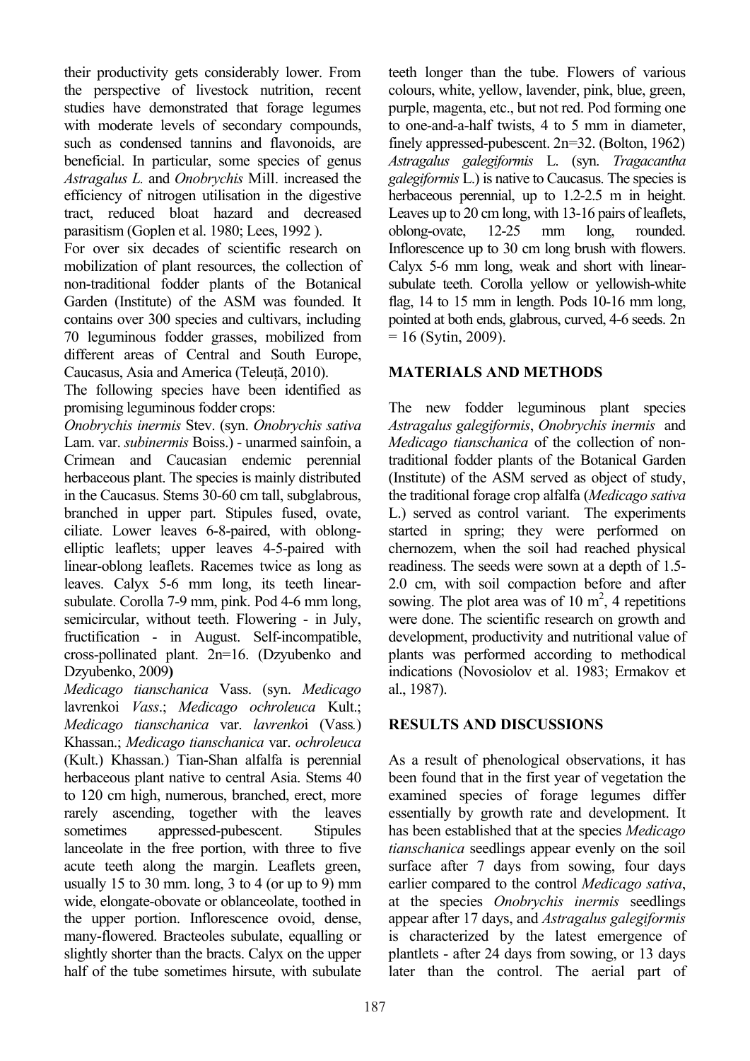their productivity gets considerably lower. From the perspective of livestock nutrition, recent studies have demonstrated that forage legumes with moderate levels of secondary compounds, such as condensed tannins and flavonoids, are beneficial. In particular, some species of genus *Astragalus L.* and *Onobrychis* Mill. increased the efficiency of nitrogen utilisation in the digestive tract, reduced bloat hazard and decreased parasitism (Goplen et al. 1980; Lees, 1992 ).

For over six decades of scientific research on mobilization of plant resources, the collection of non-traditional fodder plants of the Botanical Garden (Institute) of the ASM was founded. It contains over 300 species and cultivars, including 70 leguminous fodder grasses, mobilized from different areas of Central and South Europe, Caucasus, Asia and America (Teleuță, 2010).

The following species have been identified as promising leguminous fodder crops:

*Onobrychis inermis* Stev. (syn. *Onobrychis sativa* Lam. var. *subinermis* Boiss.) - unarmed sainfoin, a Crimean and Caucasian endemic perennial herbaceous plant. The species is mainly distributed in the Caucasus. Stems 30-60 cm tall, subglabrous, branched in upper part. Stipules fused, ovate, ciliate. Lower leaves 6-8-paired, with oblong-elliptic leaflets; upper leaves 4-5-paired with linear-oblong leaflets. Racemes twice as long as leaves. Calyx 5-6 mm long, its teeth linear-subulate. Corolla 7-9 mm, pink. Pod 4-6 mm long, semicircular, without teeth. Flowering - in July, fructification - in August. Self-incompatible, cross-pollinated plant. 2n=16. (Dzyubenko and Dzyubenko, 2009**)**

*Medicago tianschanica* Vass. (syn. *Medicago* lavrenkoi *Vass*.; *Medicago ochroleuca* Kult.; *Medicago tianschanica* var. *lavrenko*i (Vass*.*) Khassan.; *Medicago tianschanica* var. *ochroleuca* (Kult.) Khassan.) Tian-Shan alfalfa is perennial herbaceous plant native to central Asia. Stems 40 to 120 cm high, numerous, branched, erect, more rarely ascending, together with the leaves sometimes appressed-pubescent. Stipules lanceolate in the free portion, with three to five acute teeth along the margin. Leaflets green, usually 15 to 30 mm. long, 3 to 4 (or up to 9) mm wide, elongate-obovate or oblanceolate, toothed in the upper portion. Inflorescence ovoid, dense, many-flowered. Bracteoles subulate, equalling or slightly shorter than the bracts. Calyx on the upper half of the tube sometimes hirsute, with subulate teeth longer than the tube. Flowers of various colours, white, yellow, lavender, pink, blue, green, purple, magenta, etc., but not red. Pod forming one to one-and-a-half twists, 4 to 5 mm in diameter, finely appressed-pubescent. 2n=32. (Bolton, 1962)

*Astragalus galegiformis* L. (syn. *Tragacantha galegiformis* L.) is native to Caucasus. The species is herbaceous perennial, up to 1.2-2.5 m in height. Leaves up to 20 cm long, with 13-16 pairs of leaflets, oblong-ovate, 12-25 mm long, rounded. Inflorescence up to 30 cm long brush with flowers. Calyx 5-6 mm long, weak and short with linear-subulate teeth. Corolla yellow or yellowish-white flag, 14 to 15 mm in length. Pods 10-16 mm long, pointed at both ends, glabrous, curved, 4-6 seeds. 2n = 16 (Sytin, 2009).

## MATERIALS AND METHODS

The new fodder leguminous plant species *Astragalus galegiformis*, *Onobrychis inermis* and *Medicago tianschanica* of the collection of non-traditional fodder plants of the Botanical Garden (Institute) of the ASM served as object of study, the traditional forage crop alfalfa (*Medicago sativa* L.) served as control variant. The experiments started in spring; they were performed on chernozem, when the soil had reached physical readiness. The seeds were sown at a depth of 1.5-2.0 cm, with soil compaction before and after sowing. The plot area was of 10 $m^2$, 4 repetitions were done. The scientific research on growth and development, productivity and nutritional value of plants was performed according to methodical indications (Novosiolov et al. 1983; Ermakov et al., 1987).

## RESULTS AND DISCUSSIONS

As a result of phenological observations, it has been found that in the first year of vegetation the examined species of forage legumes differ essentially by growth rate and development. It has been established that at the species *Medicago tianschanica* seedlings appear evenly on the soil surface after 7 days from sowing, four days earlier compared to the control *Medicago sativa*, at the species *Onobrychis inermis* seedlings appear after 17 days, and *Astragalus galegiformis* is characterized by the latest emergence of plantlets - after 24 days from sowing, or 13 days later than the control. The aerial part of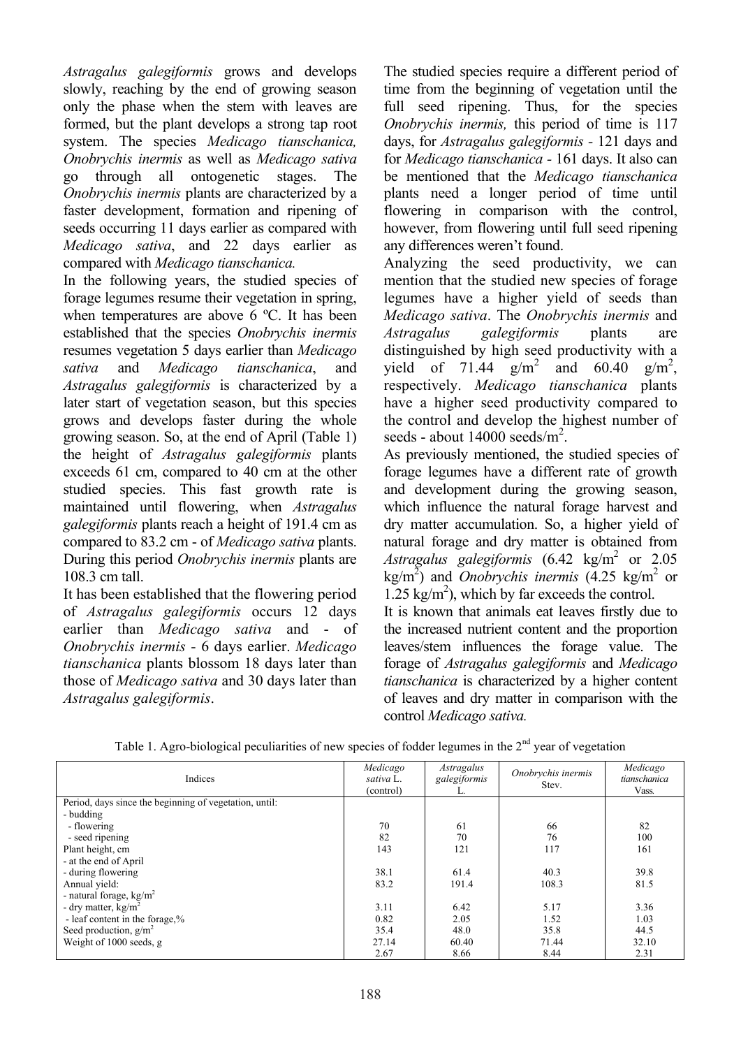*Astragalus galegiformis* grows and develops slowly, reaching by the end of growing season only the phase when the stem with leaves are formed, but the plant develops a strong tap root system. The species *Medicago tianschanica, Onobrychis inermis* as well as *Medicago sativa* go through all ontogenetic stages. The *Onobrychis inermis* plants are characterized by a faster development, formation and ripening of seeds occurring 11 days earlier as compared with *Medicago sativa*, and 22 days earlier as compared with *Medicago tianschanica.*

In the following years, the studied species of forage legumes resume their vegetation in spring, when temperatures are above 6 ºC. It has been established that the species *Onobrychis inermis* resumes vegetation 5 days earlier than *Medicago sativa* and *Medicago tianschanica*, and *Astragalus galegiformis* is characterized by a later start of vegetation season, but this species grows and develops faster during the whole growing season. So, at the end of April (Table 1) the height of *Astragalus galegiformis* plants exceeds 61 cm, compared to 40 cm at the other studied species. This fast growth rate is maintained until flowering, when *Astragalus galegiformis* plants reach a height of 191.4 cm as compared to 83.2 cm - of *Medicago sativa* plants. During this period *Onobrychis inermis* plants are 108.3 cm tall.

It has been established that the flowering period of *Astragalus galegiformis* occurs 12 days earlier than *Medicago sativa* and - of *Onobrychis inermis* - 6 days earlier. *Medicago tianschanica* plants blossom 18 days later than those of *Medicago sativa* and 30 days later than *Astragalus galegiformis*.

The studied species require a different period of time from the beginning of vegetation until the full seed ripening. Thus, for the species *Onobrychis inermis,* this period of time is 117 days, for *Astragalus galegiformis* - 121 days and for *Medicago tianschanica* - 161 days. It also can be mentioned that the *Medicago tianschanica* plants need a longer period of time until flowering in comparison with the control, however, from flowering until full seed ripening any differences weren't found.

Analyzing the seed productivity, we can mention that the studied new species of forage legumes have a higher yield of seeds than *Medicago sativa*. The *Onobrychis inermis* and *Astragalus galegiformis* plants are distinguished by high seed productivity with a yield of 71.44 g/m$^2$ and 60.40 g/m$^2$, respectively. *Medicago tianschanica* plants have a higher seed productivity compared to the control and develop the highest number of seeds - about 14000 seeds/m$^2$.

As previously mentioned, the studied species of forage legumes have a different rate of growth and development during the growing season, which influence the natural forage harvest and dry matter accumulation. So, a higher yield of natural forage and dry matter is obtained from *Astragalus galegiformis* (6.42 kg/m$^2$ or 2.05 kg/m$^2$) and *Onobrychis inermis* (4.25 kg/m$^2$ or 1.25 kg/m$^2$), which by far exceeds the control.

It is known that animals eat leaves firstly due to the increased nutrient content and the proportion leaves/stem influences the forage value. The forage of *Astragalus galegiformis* and *Medicago tianschanica* is characterized by a higher content of leaves and dry matter in comparison with the control *Medicago sativa.*

Table 1. Agro-biological peculiarities of new species of fodder legumes in the 2$^{nd}$ year of vegetation

| Indices | *Medicago sativa* L. (control) | *Astragalus galegiformis* L. | *Onobrychis inermis* Stev. | *Medicago tianschanica* Vass. |
|---|---|---|---|---|
| Period, days since the beginning of vegetation, until: | | | | |
| - budding | | | | |
| - flowering | 70 | 61 | 66 | 82 |
| - seed ripening | 82 | 70 | 76 | 100 |
| Plant height, cm | 143 | 121 | 117 | 161 |
| - at the end of April | | | | |
| - during flowering | 38.1 | 61.4 | 40.3 | 39.8 |
| Annual yield: | 83.2 | 191.4 | 108.3 | 81.5 |
| - natural forage, kg/m$^2$ | | | | |
| - dry matter, kg/m$^2$ | 3.11 | 6.42 | 5.17 | 3.36 |
| - leaf content in the forage,% | 0.82 | 2.05 | 1.52 | 1.03 |
| Seed production, g/m$^2$ | 35.4 | 48.0 | 35.8 | 44.5 |
| Weight of 1000 seeds, g | 27.14 | 60.40 | 71.44 | 32.10 |
| | 2.67 | 8.66 | 8.44 | 2.31 |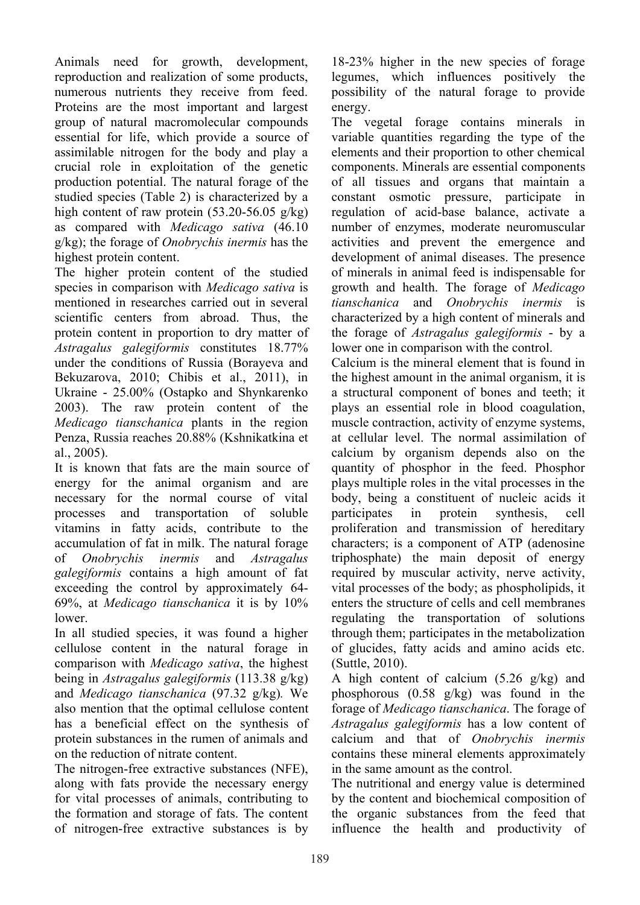Animals need for growth, development, reproduction and realization of some products, numerous nutrients they receive from feed. Proteins are the most important and largest group of natural macromolecular compounds essential for life, which provide a source of assimilable nitrogen for the body and play a crucial role in exploitation of the genetic production potential. The natural forage of the studied species (Table 2) is characterized by a high content of raw protein (53.20-56.05 g/kg) as compared with *Medicago sativa* (46.10 g/kg); the forage of *Onobrychis inermis* has the highest protein content.

The higher protein content of the studied species in comparison with *Medicago sativa* is mentioned in researches carried out in several scientific centers from abroad. Thus, the protein content in proportion to dry matter of *Astragalus galegiformis* constitutes 18.77% under the conditions of Russia (Borayeva and Bekuzarova, 2010; Chibis et al., 2011), in Ukraine - 25.00% (Ostapko and Shynkarenko 2003). The raw protein content of the *Medicago tianschanica* plants in the region Penza, Russia reaches 20.88% (Kshnikatkina et al., 2005).

It is known that fats are the main source of energy for the animal organism and are necessary for the normal course of vital processes and transportation of soluble vitamins in fatty acids, contribute to the accumulation of fat in milk. The natural forage of *Onobrychis inermis* and *Astragalus galegiformis* contains a high amount of fat exceeding the control by approximately 64-69%, at *Medicago tianschanica* it is by 10% lower.

In all studied species, it was found a higher cellulose content in the natural forage in comparison with *Medicago sativa*, the highest being in *Astragalus galegiformis* (113.38 g/kg) and *Medicago tianschanica* (97.32 g/kg). We also mention that the optimal cellulose content has a beneficial effect on the synthesis of protein substances in the rumen of animals and on the reduction of nitrate content.

The nitrogen-free extractive substances (NFE), along with fats provide the necessary energy for vital processes of animals, contributing to the formation and storage of fats. The content of nitrogen-free extractive substances is by 18-23% higher in the new species of forage legumes, which influences positively the possibility of the natural forage to provide energy.

The vegetal forage contains minerals in variable quantities regarding the type of the elements and their proportion to other chemical components. Minerals are essential components of all tissues and organs that maintain a constant osmotic pressure, participate in regulation of acid-base balance, activate a number of enzymes, moderate neuromuscular activities and prevent the emergence and development of animal diseases. The presence of minerals in animal feed is indispensable for growth and health. The forage of *Medicago tianschanica* and *Onobrychis inermis* is characterized by a high content of minerals and the forage of *Astragalus galegiformis* - by a lower one in comparison with the control.

Calcium is the mineral element that is found in the highest amount in the animal organism, it is a structural component of bones and teeth; it plays an essential role in blood coagulation, muscle contraction, activity of enzyme systems, at cellular level. The normal assimilation of calcium by organism depends also on the quantity of phosphor in the feed. Phosphor plays multiple roles in the vital processes in the body, being a constituent of nucleic acids it participates in protein synthesis, cell proliferation and transmission of hereditary characters; is a component of ATP (adenosine triphosphate) the main deposit of energy required by muscular activity, nerve activity, vital processes of the body; as phospholipids, it enters the structure of cells and cell membranes regulating the transportation of solutions through them; participates in the metabolization of glucides, fatty acids and amino acids etc. (Suttle, 2010).

A high content of calcium (5.26 g/kg) and phosphorous (0.58 g/kg) was found in the forage of *Medicago tianschanica*. The forage of *Astragalus galegiformis* has a low content of calcium and that of *Onobrychis inermis* contains these mineral elements approximately in the same amount as the control.

The nutritional and energy value is determined by the content and biochemical composition of the organic substances from the feed that influence the health and productivity of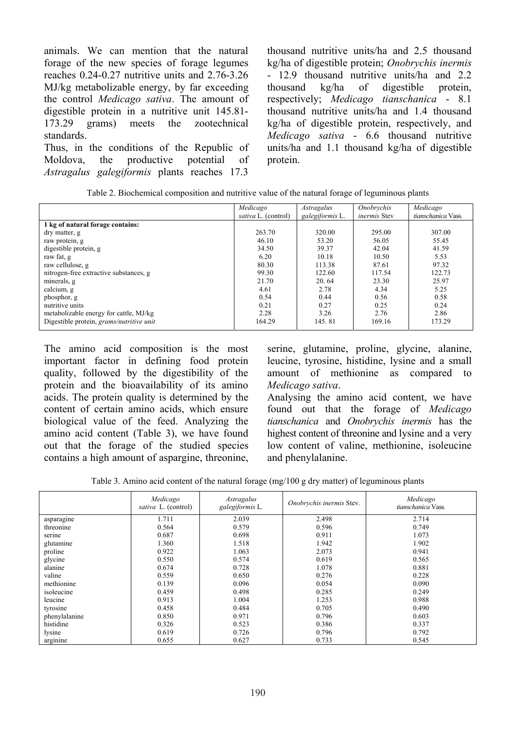animals. We can mention that the natural forage of the new species of forage legumes reaches 0.24-0.27 nutritive units and 2.76-3.26 MJ/kg metabolizable energy, by far exceeding the control *Medicago sativa*. The amount of digestible protein in a nutritive unit 145.81-173.29 grams) meets the zootechnical standards.

Thus, in the conditions of the Republic of Moldova, the productive potential of *Astragalus galegiformis* plants reaches 17.3 thousand nutritive units/ha and 2.5 thousand kg/ha of digestible protein; *Onobrychis inermis* - 12.9 thousand nutritive units/ha and 2.2 thousand kg/ha of digestible protein, respectively; *Medicago tianschanica* - 8.1 thousand nutritive units/ha and 1.4 thousand kg/ha of digestible protein, respectively, and *Medicago sativa* - 6.6 thousand nutritive units/ha and 1.1 thousand kg/ha of digestible protein.

Table 2. Biochemical composition and nutritive value of the natural forage of leguminous plants

| | *Medicago sativa* L. (control) | *Astragalus galegiformis* L. | *Onobrychis inermis* Stev | *Medicago tianschanica* Vass. |
|---|---|---|---|---|
| **1 kg of natural forage contains:** | | | | |
| dry matter, g | 263.70 | 320.00 | 295.00 | 307.00 |
| raw protein, g | 46.10 | 53.20 | 56.05 | 55.45 |
| digestible protein, g | 34.50 | 39.37 | 42.04 | 41.59 |
| raw fat, g | 6.20 | 10.18 | 10.50 | 5.53 |
| raw cellulose, g | 80.30 | 113.38 | 87.61 | 97.32 |
| nitrogen-free extractive substances, g | 99.30 | 122.60 | 117.54 | 122.73 |
| minerals, g | 21.70 | 20. 64 | 23.30 | 25.97 |
| calcium, g | 4.61 | 2.78 | 4.34 | 5.25 |
| phosphor, g | 0.54 | 0.44 | 0.56 | 0.58 |
| nutritive units | 0.21 | 0.27 | 0.25 | 0.24 |
| metabolizable energy for cattle, MJ/kg | 2.28 | 3.26 | 2.76 | 2.86 |
| Digestible protein, *grams/nutritive unit* | 164.29 | 145. 81 | 169.16 | 173.29 |

The amino acid composition is the most important factor in defining food protein quality, followed by the digestibility of the protein and the bioavailability of its amino acids. The protein quality is determined by the content of certain amino acids, which ensure biological value of the feed. Analyzing the amino acid content (Table 3), we have found out that the forage of the studied species contains a high amount of aspargine, threonine, serine, glutamine, proline, glycine, alanine, leucine, tyrosine, histidine, lysine and a small amount of methionine as compared to *Medicago sativa*.

Analysing the amino acid content, we have found out that the forage of *Medicago tianschanica* and *Onobrychis inermis* has the highest content of threonine and lysine and a very low content of valine, methionine, isoleucine and phenylalanine.

Table 3. Amino acid content of the natural forage (mg/100 g dry matter) of leguminous plants

| | *Medicago sativa* L. (control) | *Astragalus galegiformis* L. | *Onobrychis inermis* Stev. | *Medicago tianschanica* Vass. |
|---|---|---|---|---|
| asparagine | 1.711 | 2.039 | 2.498 | 2.714 |
| threonine | 0.564 | 0.579 | 0.596 | 0.749 |
| serine | 0.687 | 0.698 | 0.911 | 1.073 |
| glutamine | 1.360 | 1.518 | 1.942 | 1.902 |
| proline | 0.922 | 1.063 | 2.073 | 0.941 |
| glycine | 0.550 | 0.574 | 0.619 | 0.565 |
| alanine | 0.674 | 0.728 | 1.078 | 0.881 |
| valine | 0.559 | 0.650 | 0.276 | 0.228 |
| methionine | 0.139 | 0.096 | 0.054 | 0.090 |
| isoleucine | 0.459 | 0.498 | 0.285 | 0.249 |
| leucine | 0.913 | 1.004 | 1.253 | 0.988 |
| tyrosine | 0.458 | 0.484 | 0.705 | 0.490 |
| phenylalanine | 0.850 | 0.971 | 0.796 | 0.603 |
| histidine | 0.326 | 0.523 | 0.386 | 0.337 |
| lysine | 0.619 | 0.726 | 0.796 | 0.792 |
| arginine | 0.655 | 0.627 | 0.733 | 0.545 |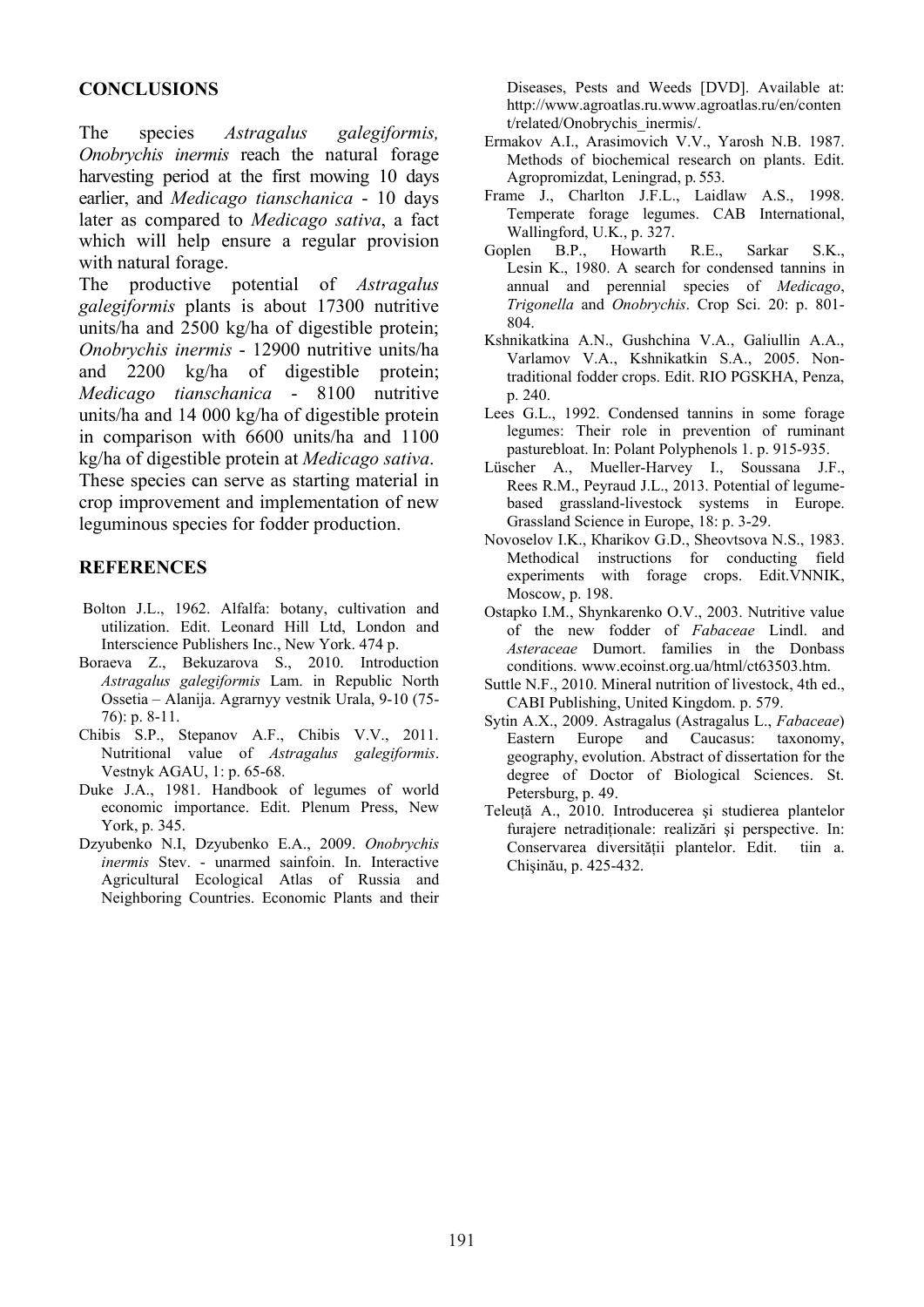## CONCLUSIONS

The species *Astragalus galegiformis, Onobrychis inermis* reach the natural forage harvesting period at the first mowing 10 days earlier, and *Medicago tianschanica* - 10 days later as compared to *Medicago sativa*, a fact which will help ensure a regular provision with natural forage.

The productive potential of *Astragalus galegiformis* plants is about 17300 nutritive units/ha and 2500 kg/ha of digestible protein; *Onobrychis inermis* - 12900 nutritive units/ha and 2200 kg/ha of digestible protein; *Medicago tianschanica* - 8100 nutritive units/ha and 14 000 kg/ha of digestible protein in comparison with 6600 units/ha and 1100 kg/ha of digestible protein at *Medicago sativa*.

These species can serve as starting material in crop improvement and implementation of new leguminous species for fodder production.

## REFERENCES

Bolton J.L., 1962. Alfalfa: botany, cultivation and utilization. Edit. Leonard Hill Ltd, London and Interscience Publishers Inc., New York. 474 p.

Boraeva Z., Bekuzarova S., 2010. Introduction *Astragalus galegiformis* Lam. in Republic North Ossetia – Alanija. Agrarnyy vestnik Urala, 9-10 (75-76): p. 8-11.

Chibis S.P., Stepanov A.F., Chibis V.V., 2011. Nutritional value of *Astragalus galegiformis*. Vestnyk AGAU, 1: p. 65-68.

Duke J.A., 1981. Handbook of legumes of world economic importance. Edit. Plenum Press, New York, p. 345.

Dzyubenko N.I, Dzyubenko E.A., 2009. *Onobrychis inermis* Stev. - unarmed sainfoin. In. Interactive Agricultural Ecological Atlas of Russia and Neighboring Countries. Economic Plants and their Diseases, Pests and Weeds [DVD]. Available at: http://www.agroatlas.ru.www.agroatlas.ru/en/content/related/Onobrychis_inermis/.

Ermakov A.I., Arasimovich V.V., Yarosh N.B. 1987. Methods of biochemical research on plants. Edit. Agropromizdat, Leningrad, p. 553.

Frame J., Charlton J.F.L., Laidlaw A.S., 1998. Temperate forage legumes. CAB International, Wallingford, U.K., p. 327.

Goplen B.P., Howarth R.E., Sarkar S.K., Lesin K., 1980. A search for condensed tannins in annual and perennial species of *Medicago*, *Trigonella* and *Onobrychis*. Crop Sci. 20: p. 801-804.

Kshnikatkina A.N., Gushchina V.A., Galiullin A.A., Varlamov V.A., Kshnikatkin S.A., 2005. Non-traditional fodder crops. Edit. RIO PGSKHA, Penza, p. 240.

Lees G.L., 1992. Condensed tannins in some forage legumes: Their role in prevention of ruminant pasturebloat. In: Polant Polyphenols 1. p. 915-935.

Lüscher A., Mueller-Harvey I., Soussana J.F., Rees R.M., Peyraud J.L., 2013. Potential of legume-based grassland-livestock systems in Europe. Grassland Science in Europe, 18: p. 3-29.

Novoselov I.K., Kharikov G.D., Sheovtsova N.S., 1983. Methodical instructions for conducting field experiments with forage crops. Edit.VNNIK, Moscow, p. 198.

Ostapko I.M., Shynkarenko O.V., 2003. Nutritive value of the new fodder of *Fabaceae* Lindl. and *Asteraceae* Dumort. families in the Donbass conditions. www.ecoinst.org.ua/html/ct63503.htm.

Suttle N.F., 2010. Mineral nutrition of livestock, 4th ed., CABI Publishing, United Kingdom. p. 579.

Sytin A.X., 2009. Astragalus (Astragalus L., *Fabaceae*) Eastern Europe and Caucasus: taxonomy, geography, evolution. Abstract of dissertation for the degree of Doctor of Biological Sciences. St. Petersburg, p. 49.

Teleuță A., 2010. Introducerea şi studierea plantelor furajere netradiționale: realizări şi perspective. In: Conservarea diversității plantelor. Edit. tiin a. Chişinău, p. 425-432.